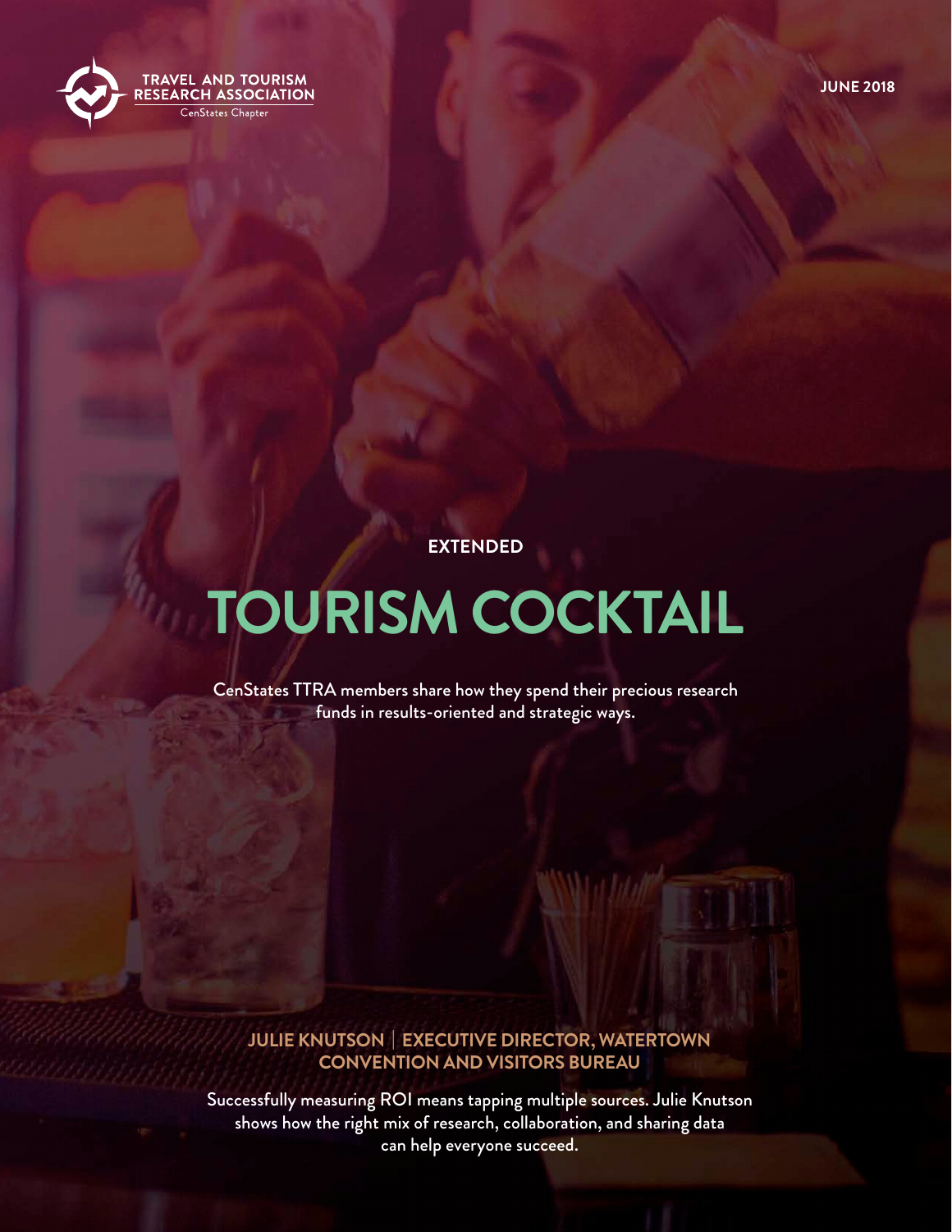TRAVEL AND TOURISM RESEARCH ASSOCIATION
CenStates Chapter

JUNE 2018

EXTENDED

# TOURISM COCKTAIL

CenStates TTRA members share how they spend their precious research funds in results-oriented and strategic ways.

## JULIE KNUTSON | EXECUTIVE DIRECTOR, WATERTOWN CONVENTION AND VISITORS BUREAU

Successfully measuring ROI means tapping multiple sources. Julie Knutson shows how the right mix of research, collaboration, and sharing data can help everyone succeed.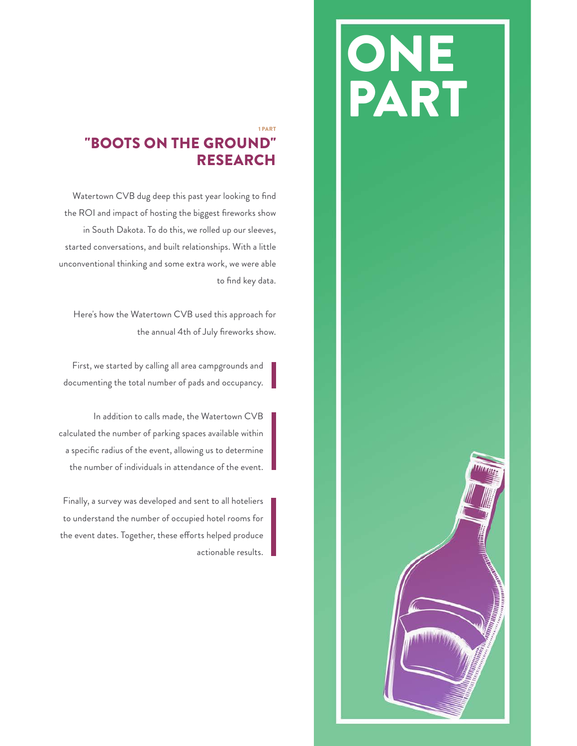# ONE PART

1 PART

## "BOOTS ON THE GROUND" RESEARCH

Watertown CVB dug deep this past year looking to find the ROI and impact of hosting the biggest fireworks show in South Dakota. To do this, we rolled up our sleeves, started conversations, and built relationships. With a little unconventional thinking and some extra work, we were able to find key data.

Here's how the Watertown CVB used this approach for the annual 4th of July fireworks show.

First, we started by calling all area campgrounds and documenting the total number of pads and occupancy.

In addition to calls made, the Watertown CVB calculated the number of parking spaces available within a specific radius of the event, allowing us to determine the number of individuals in attendance of the event.

Finally, a survey was developed and sent to all hoteliers to understand the number of occupied hotel rooms for the event dates. Together, these efforts helped produce actionable results.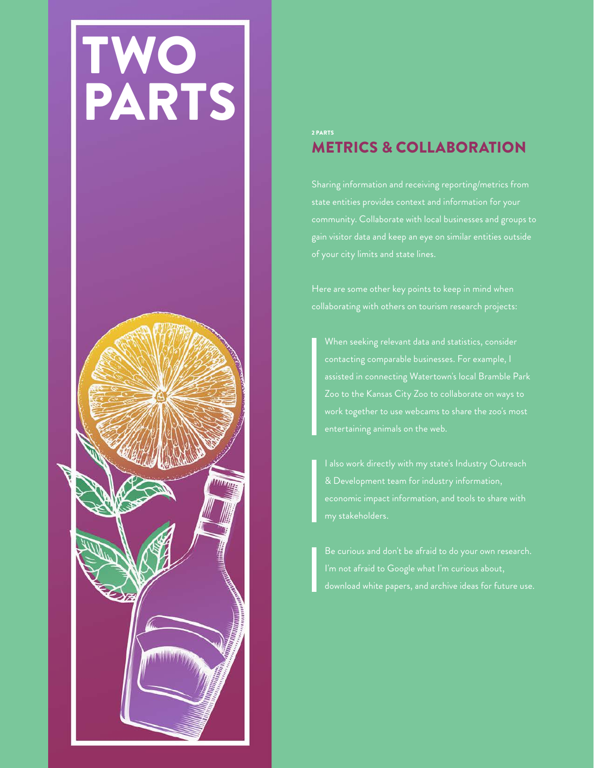# TWO PARTS

2 PARTS

## METRICS & COLLABORATION

Sharing information and receiving reporting/metrics from state entities provides context and information for your community. Collaborate with local businesses and groups to gain visitor data and keep an eye on similar entities outside of your city limits and state lines.

Here are some other key points to keep in mind when collaborating with others on tourism research projects:

> When seeking relevant data and statistics, consider contacting comparable businesses. For example, I assisted in connecting Watertown's local Bramble Park Zoo to the Kansas City Zoo to collaborate on ways to work together to use webcams to share the zoo's most entertaining animals on the web.

> I also work directly with my state's Industry Outreach & Development team for industry information, economic impact information, and tools to share with my stakeholders.

> Be curious and don't be afraid to do your own research. I'm not afraid to Google what I'm curious about, download white papers, and archive ideas for future use.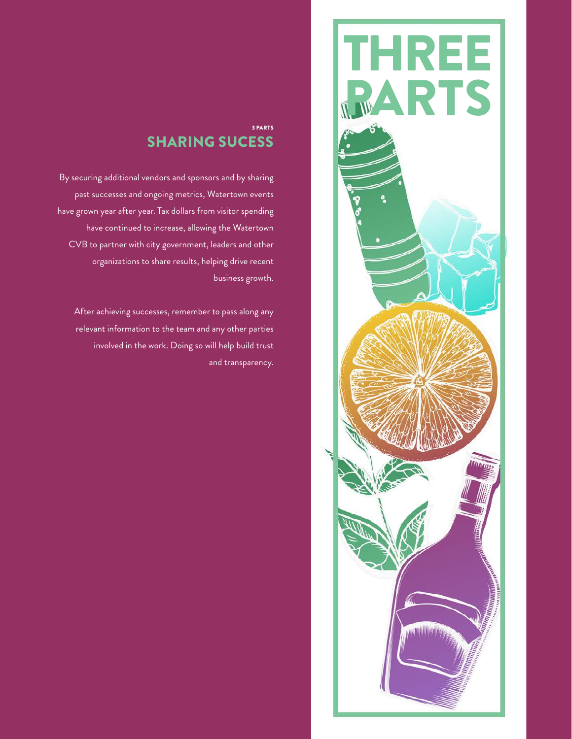3 PARTS

## SHARING SUCESS

By securing additional vendors and sponsors and by sharing past successes and ongoing metrics, Watertown events have grown year after year. Tax dollars from visitor spending have continued to increase, allowing the Watertown CVB to partner with city government, leaders and other organizations to share results, helping drive recent business growth.

After achieving successes, remember to pass along any relevant information to the team and any other parties involved in the work. Doing so will help build trust and transparency.

# THREE PARTS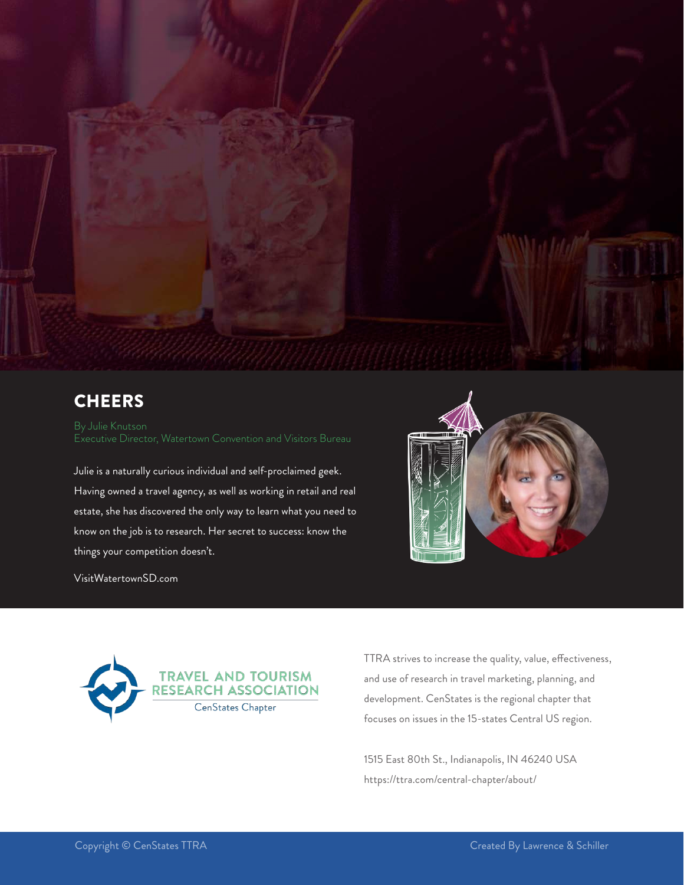## CHEERS

By Julie Knutson
Executive Director, Watertown Convention and Visitors Bureau

Julie is a naturally curious individual and self-proclaimed geek. Having owned a travel agency, as well as working in retail and real estate, she has discovered the only way to learn what you need to know on the job is to research. Her secret to success: know the things your competition doesn't.

VisitWatertownSD.com

TRAVEL AND TOURISM RESEARCH ASSOCIATION
CenStates Chapter

TTRA strives to increase the quality, value, effectiveness, and use of research in travel marketing, planning, and development. CenStates is the regional chapter that focuses on issues in the 15-states Central US region.

1515 East 80th St., Indianapolis, IN 46240 USA
https://ttra.com/central-chapter/about/

Copyright © CenStates TTRA

Created By Lawrence & Schiller